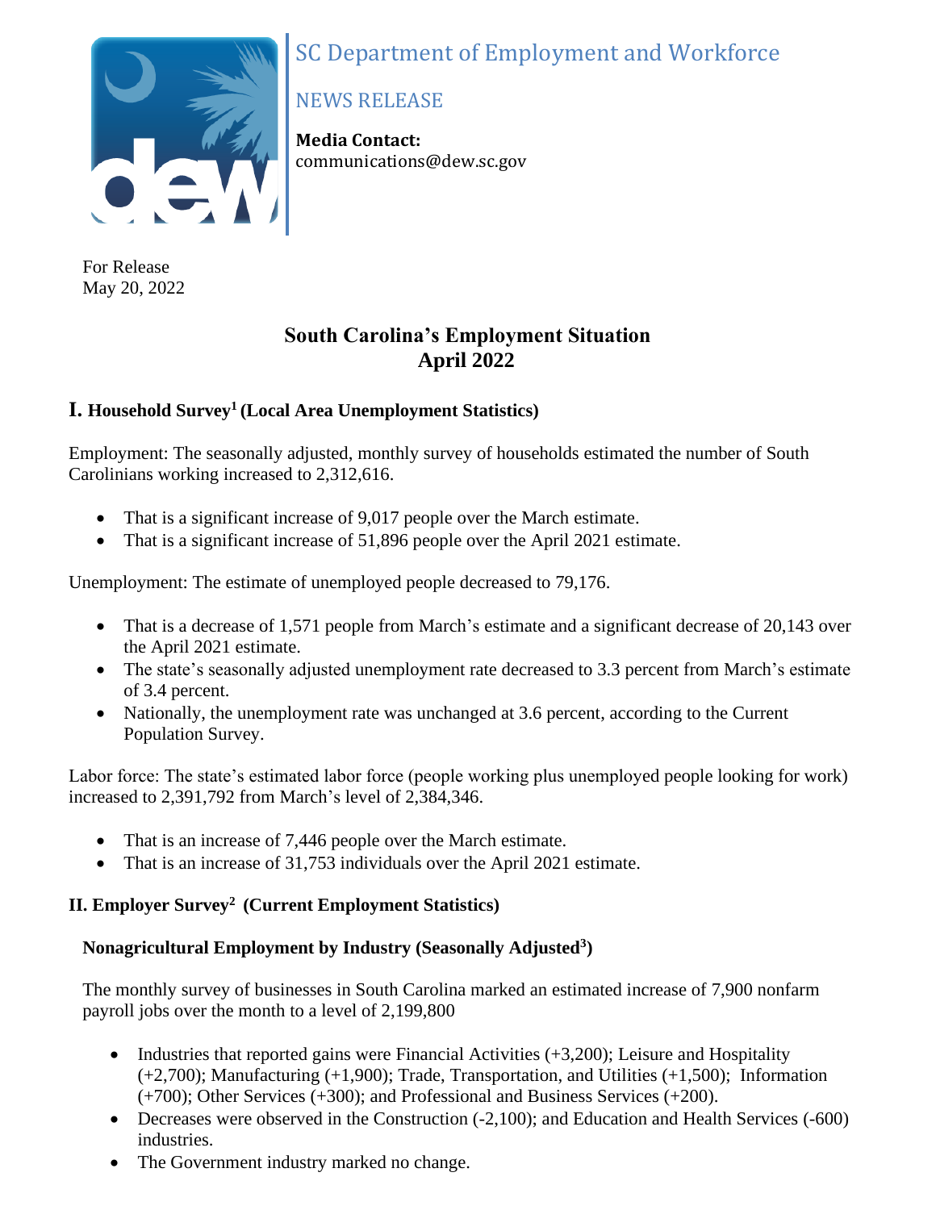SC Department of Employment and Workforce

NEWS RELEASE

**Media Contact:**
communications@dew.sc.gov

For Release
May 20, 2022

# South Carolina's Employment Situation April 2022

## I. Household Survey[1] (Local Area Unemployment Statistics)

Employment: The seasonally adjusted, monthly survey of households estimated the number of South Carolinians working increased to 2,312,616.

- That is a significant increase of 9,017 people over the March estimate.
- That is a significant increase of 51,896 people over the April 2021 estimate.

Unemployment: The estimate of unemployed people decreased to 79,176.

- That is a decrease of 1,571 people from March's estimate and a significant decrease of 20,143 over the April 2021 estimate.
- The state's seasonally adjusted unemployment rate decreased to 3.3 percent from March's estimate of 3.4 percent.
- Nationally, the unemployment rate was unchanged at 3.6 percent, according to the Current Population Survey.

Labor force: The state's estimated labor force (people working plus unemployed people looking for work) increased to 2,391,792 from March's level of 2,384,346.

- That is an increase of 7,446 people over the March estimate.
- That is an increase of 31,753 individuals over the April 2021 estimate.

## II. Employer Survey[2] (Current Employment Statistics)

### Nonagricultural Employment by Industry (Seasonally Adjusted[3])

The monthly survey of businesses in South Carolina marked an estimated increase of 7,900 nonfarm payroll jobs over the month to a level of 2,199,800

- Industries that reported gains were Financial Activities (+3,200); Leisure and Hospitality (+2,700); Manufacturing (+1,900); Trade, Transportation, and Utilities (+1,500); Information (+700); Other Services (+300); and Professional and Business Services (+200).
- Decreases were observed in the Construction (-2,100); and Education and Health Services (-600) industries.
- The Government industry marked no change.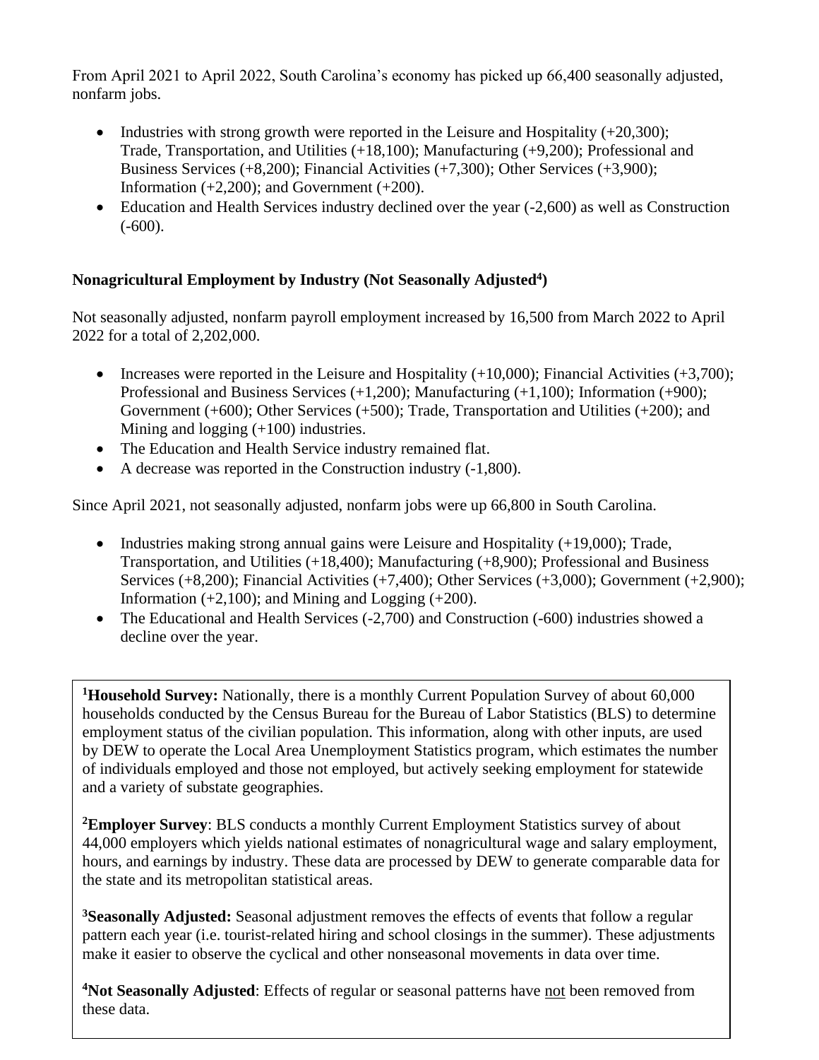From April 2021 to April 2022, South Carolina's economy has picked up 66,400 seasonally adjusted, nonfarm jobs.

- Industries with strong growth were reported in the Leisure and Hospitality (+20,300); Trade, Transportation, and Utilities (+18,100); Manufacturing (+9,200); Professional and Business Services (+8,200); Financial Activities (+7,300); Other Services (+3,900); Information (+2,200); and Government (+200).
- Education and Health Services industry declined over the year (-2,600) as well as Construction (-600).

### Nonagricultural Employment by Industry (Not Seasonally Adjusted[4])

Not seasonally adjusted, nonfarm payroll employment increased by 16,500 from March 2022 to April 2022 for a total of 2,202,000.

- Increases were reported in the Leisure and Hospitality (+10,000); Financial Activities (+3,700); Professional and Business Services (+1,200); Manufacturing (+1,100); Information (+900); Government (+600); Other Services (+500); Trade, Transportation and Utilities (+200); and Mining and logging (+100) industries.
- The Education and Health Service industry remained flat.
- A decrease was reported in the Construction industry (-1,800).

Since April 2021, not seasonally adjusted, nonfarm jobs were up 66,800 in South Carolina.

- Industries making strong annual gains were Leisure and Hospitality (+19,000); Trade, Transportation, and Utilities (+18,400); Manufacturing (+8,900); Professional and Business Services (+8,200); Financial Activities (+7,400); Other Services (+3,000); Government (+2,900); Information (+2,100); and Mining and Logging (+200).
- The Educational and Health Services (-2,700) and Construction (-600) industries showed a decline over the year.

[1]**Household Survey:** Nationally, there is a monthly Current Population Survey of about 60,000 households conducted by the Census Bureau for the Bureau of Labor Statistics (BLS) to determine employment status of the civilian population. This information, along with other inputs, are used by DEW to operate the Local Area Unemployment Statistics program, which estimates the number of individuals employed and those not employed, but actively seeking employment for statewide and a variety of substate geographies.

[2]**Employer Survey**: BLS conducts a monthly Current Employment Statistics survey of about 44,000 employers which yields national estimates of nonagricultural wage and salary employment, hours, and earnings by industry. These data are processed by DEW to generate comparable data for the state and its metropolitan statistical areas.

[3]**Seasonally Adjusted:** Seasonal adjustment removes the effects of events that follow a regular pattern each year (i.e. tourist-related hiring and school closings in the summer). These adjustments make it easier to observe the cyclical and other nonseasonal movements in data over time.

[4]**Not Seasonally Adjusted**: Effects of regular or seasonal patterns have not been removed from these data.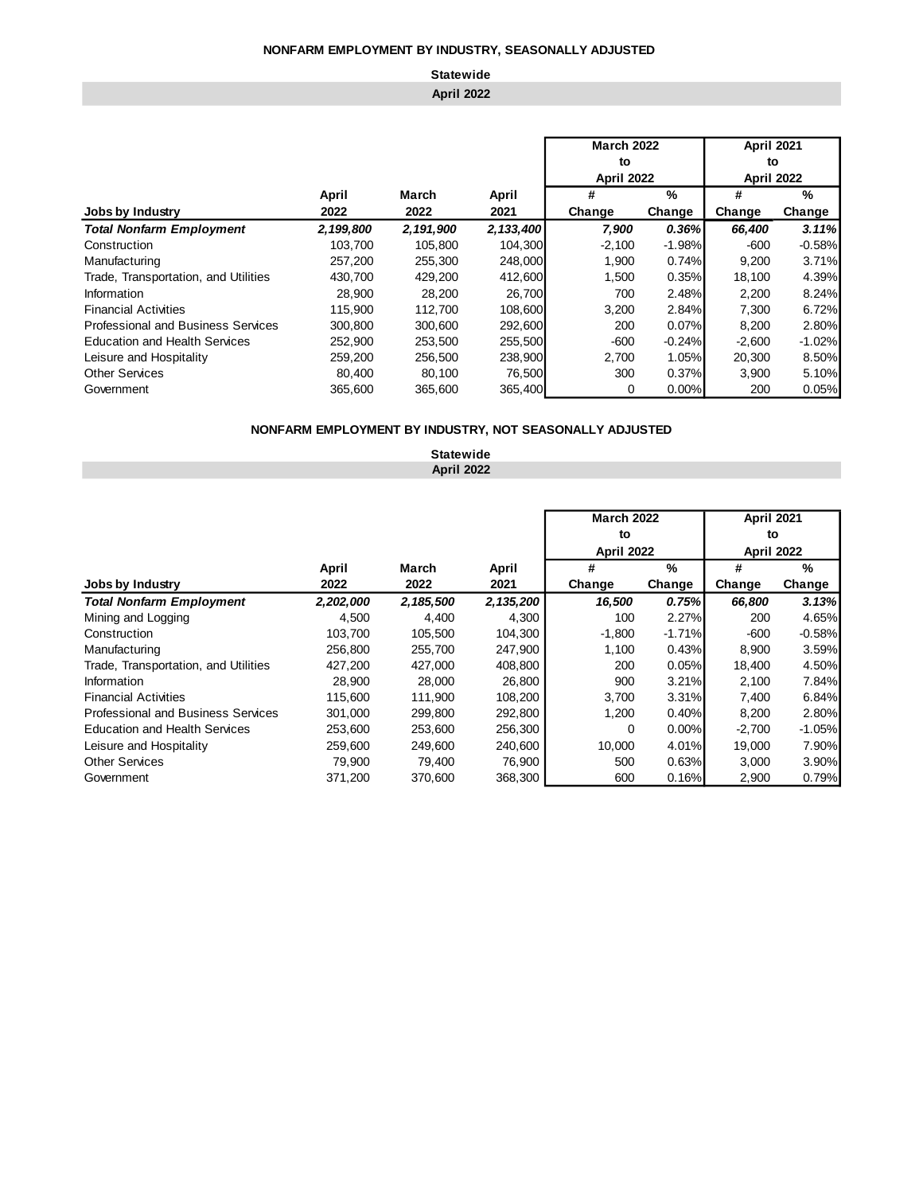## NONFARM EMPLOYMENT BY INDUSTRY, SEASONALLY ADJUSTED

**Statewide**

**April 2022**

| Jobs by Industry | April 2022 | March 2022 | April 2021 | March 2022 to April 2022 # Change | March 2022 to April 2022 % Change | April 2021 to April 2022 # Change | April 2021 to April 2022 % Change |
|---|---|---|---|---|---|---|---|
| ***Total Nonfarm Employment*** | ***2,199,800*** | ***2,191,900*** | ***2,133,400*** | ***7,900*** | ***0.36%*** | ***66,400*** | ***3.11%*** |
| Construction | 103,700 | 105,800 | 104,300 | -2,100 | -1.98% | -600 | -0.58% |
| Manufacturing | 257,200 | 255,300 | 248,000 | 1,900 | 0.74% | 9,200 | 3.71% |
| Trade, Transportation, and Utilities | 430,700 | 429,200 | 412,600 | 1,500 | 0.35% | 18,100 | 4.39% |
| Information | 28,900 | 28,200 | 26,700 | 700 | 2.48% | 2,200 | 8.24% |
| Financial Activities | 115,900 | 112,700 | 108,600 | 3,200 | 2.84% | 7,300 | 6.72% |
| Professional and Business Services | 300,800 | 300,600 | 292,600 | 200 | 0.07% | 8,200 | 2.80% |
| Education and Health Services | 252,900 | 253,500 | 255,500 | -600 | -0.24% | -2,600 | -1.02% |
| Leisure and Hospitality | 259,200 | 256,500 | 238,900 | 2,700 | 1.05% | 20,300 | 8.50% |
| Other Services | 80,400 | 80,100 | 76,500 | 300 | 0.37% | 3,900 | 5.10% |
| Government | 365,600 | 365,600 | 365,400 | 0 | 0.00% | 200 | 0.05% |

## NONFARM EMPLOYMENT BY INDUSTRY, NOT SEASONALLY ADJUSTED

**Statewide**

**April 2022**

| Jobs by Industry | April 2022 | March 2022 | April 2021 | March 2022 to April 2022 # Change | March 2022 to April 2022 % Change | April 2021 to April 2022 # Change | April 2021 to April 2022 % Change |
|---|---|---|---|---|---|---|---|
| ***Total Nonfarm Employment*** | ***2,202,000*** | ***2,185,500*** | ***2,135,200*** | ***16,500*** | ***0.75%*** | ***66,800*** | ***3.13%*** |
| Mining and Logging | 4,500 | 4,400 | 4,300 | 100 | 2.27% | 200 | 4.65% |
| Construction | 103,700 | 105,500 | 104,300 | -1,800 | -1.71% | -600 | -0.58% |
| Manufacturing | 256,800 | 255,700 | 247,900 | 1,100 | 0.43% | 8,900 | 3.59% |
| Trade, Transportation, and Utilities | 427,200 | 427,000 | 408,800 | 200 | 0.05% | 18,400 | 4.50% |
| Information | 28,900 | 28,000 | 26,800 | 900 | 3.21% | 2,100 | 7.84% |
| Financial Activities | 115,600 | 111,900 | 108,200 | 3,700 | 3.31% | 7,400 | 6.84% |
| Professional and Business Services | 301,000 | 299,800 | 292,800 | 1,200 | 0.40% | 8,200 | 2.80% |
| Education and Health Services | 253,600 | 253,600 | 256,300 | 0 | 0.00% | -2,700 | -1.05% |
| Leisure and Hospitality | 259,600 | 249,600 | 240,600 | 10,000 | 4.01% | 19,000 | 7.90% |
| Other Services | 79,900 | 79,400 | 76,900 | 500 | 0.63% | 3,000 | 3.90% |
| Government | 371,200 | 370,600 | 368,300 | 600 | 0.16% | 2,900 | 0.79% |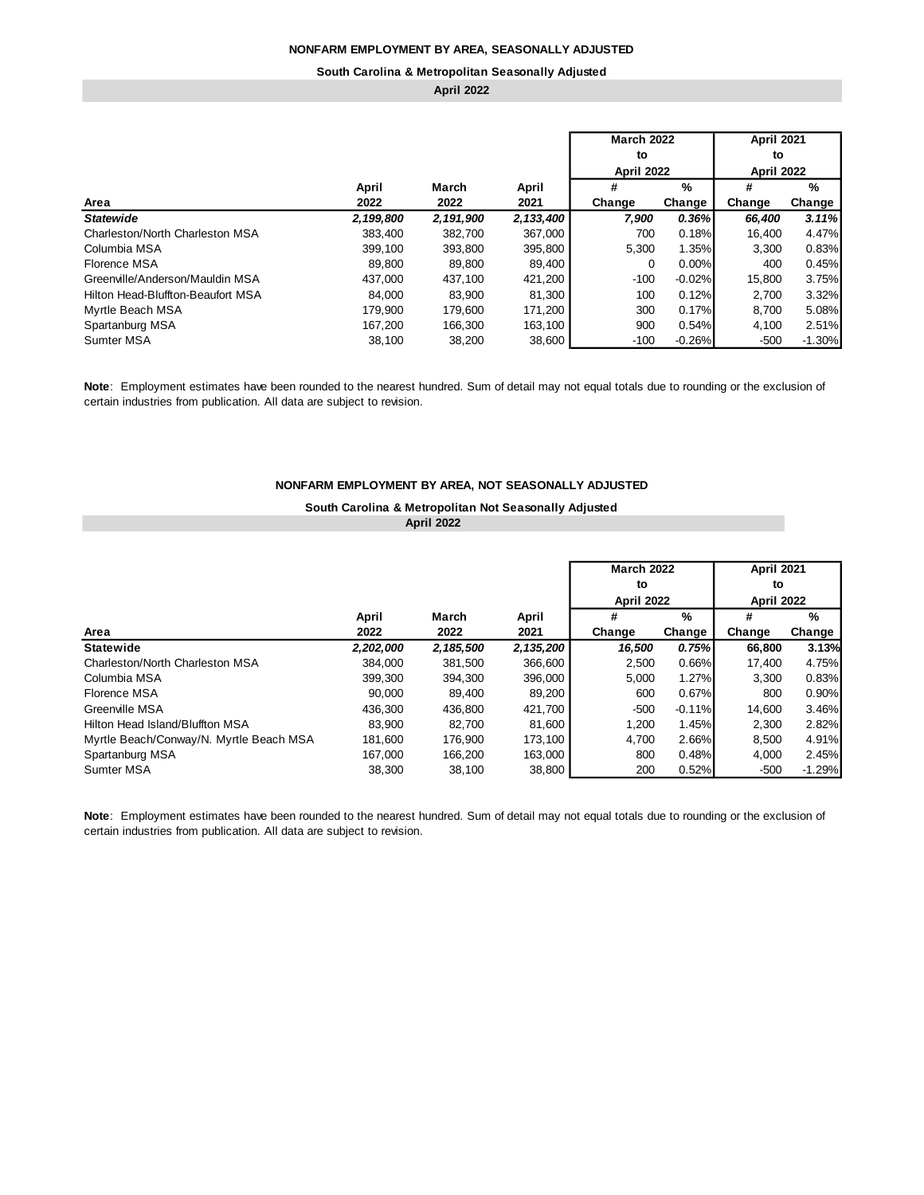**NONFARM EMPLOYMENT BY AREA, SEASONALLY ADJUSTED**

**South Carolina & Metropolitan Seasonally Adjusted**

**April 2022**

| | | | | March 2022 to April 2022 | | April 2021 to April 2022 | |
|---|---|---|---|---|---|---|---|
| **Area** | **April 2022** | **March 2022** | **April 2021** | **# Change** | **% Change** | **# Change** | **% Change** |
| ***Statewide*** | ***2,199,800*** | ***2,191,900*** | ***2,133,400*** | ***7,900*** | ***0.36%*** | ***66,400*** | ***3.11%*** |
| Charleston/North Charleston MSA | 383,400 | 382,700 | 367,000 | 700 | 0.18% | 16,400 | 4.47% |
| Columbia MSA | 399,100 | 393,800 | 395,800 | 5,300 | 1.35% | 3,300 | 0.83% |
| Florence MSA | 89,800 | 89,800 | 89,400 | 0 | 0.00% | 400 | 0.45% |
| Greenville/Anderson/Mauldin MSA | 437,000 | 437,100 | 421,200 | -100 | -0.02% | 15,800 | 3.75% |
| Hilton Head-Bluffton-Beaufort MSA | 84,000 | 83,900 | 81,300 | 100 | 0.12% | 2,700 | 3.32% |
| Myrtle Beach MSA | 179,900 | 179,600 | 171,200 | 300 | 0.17% | 8,700 | 5.08% |
| Spartanburg MSA | 167,200 | 166,300 | 163,100 | 900 | 0.54% | 4,100 | 2.51% |
| Sumter MSA | 38,100 | 38,200 | 38,600 | -100 | -0.26% | -500 | -1.30% |

**Note**: Employment estimates have been rounded to the nearest hundred. Sum of detail may not equal totals due to rounding or the exclusion of certain industries from publication. All data are subject to revision.

**NONFARM EMPLOYMENT BY AREA, NOT SEASONALLY ADJUSTED**

**South Carolina & Metropolitan Not Seasonally Adjusted**

**April 2022**

| | | | | March 2022 to April 2022 | | April 2021 to April 2022 | |
|---|---|---|---|---|---|---|---|
| **Area** | **April 2022** | **March 2022** | **April 2021** | **# Change** | **% Change** | **# Change** | **% Change** |
| **Statewide** | ***2,202,000*** | ***2,185,500*** | ***2,135,200*** | ***16,500*** | ***0.75%*** | **66,800** | **3.13%** |
| Charleston/North Charleston MSA | 384,000 | 381,500 | 366,600 | 2,500 | 0.66% | 17,400 | 4.75% |
| Columbia MSA | 399,300 | 394,300 | 396,000 | 5,000 | 1.27% | 3,300 | 0.83% |
| Florence MSA | 90,000 | 89,400 | 89,200 | 600 | 0.67% | 800 | 0.90% |
| Greenville MSA | 436,300 | 436,800 | 421,700 | -500 | -0.11% | 14,600 | 3.46% |
| Hilton Head Island/Bluffton MSA | 83,900 | 82,700 | 81,600 | 1,200 | 1.45% | 2,300 | 2.82% |
| Myrtle Beach/Conway/N. Myrtle Beach MSA | 181,600 | 176,900 | 173,100 | 4,700 | 2.66% | 8,500 | 4.91% |
| Spartanburg MSA | 167,000 | 166,200 | 163,000 | 800 | 0.48% | 4,000 | 2.45% |
| Sumter MSA | 38,300 | 38,100 | 38,800 | 200 | 0.52% | -500 | -1.29% |

**Note**: Employment estimates have been rounded to the nearest hundred. Sum of detail may not equal totals due to rounding or the exclusion of certain industries from publication. All data are subject to revision.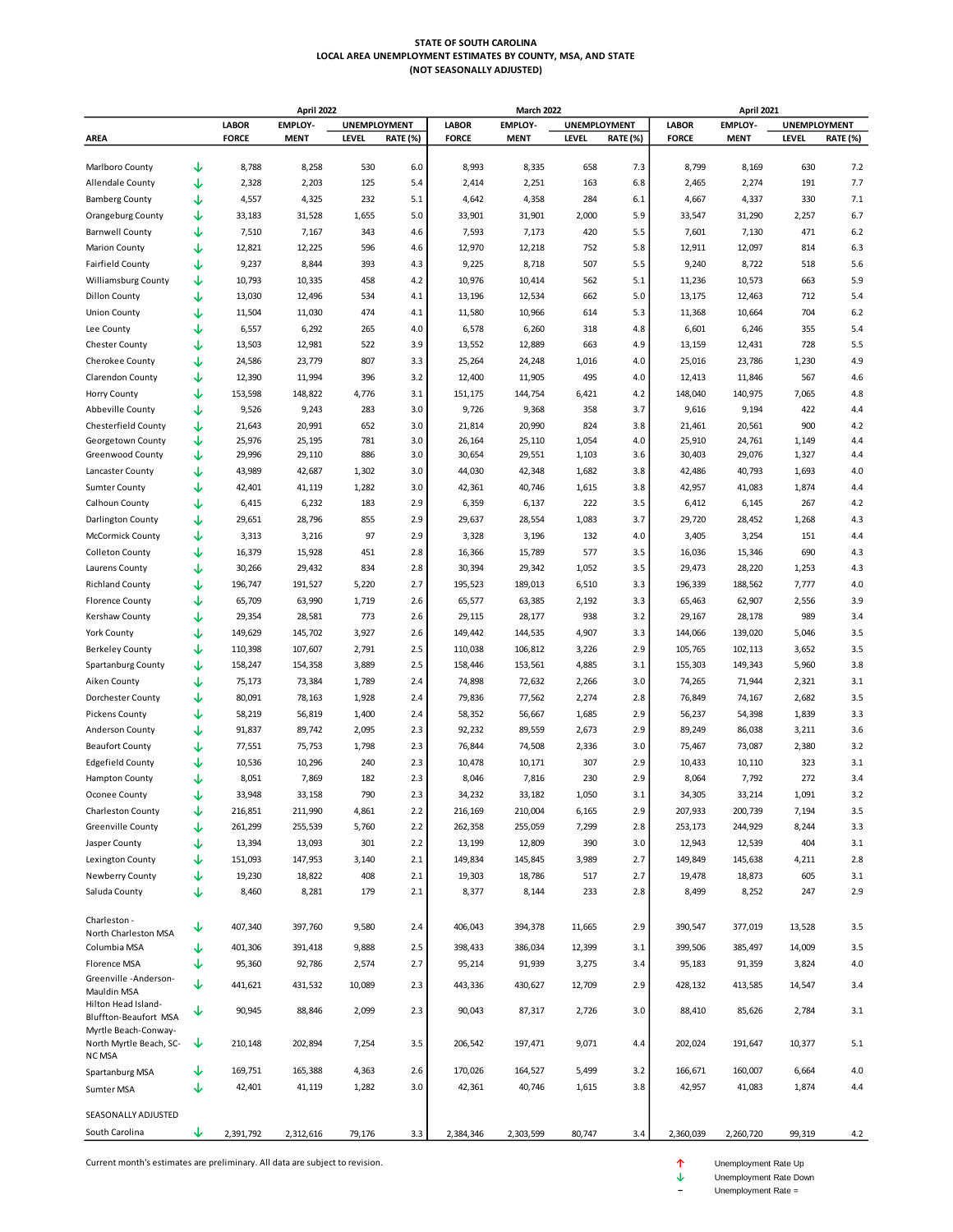**STATE OF SOUTH CAROLINA**
**LOCAL AREA UNEMPLOYMENT ESTIMATES BY COUNTY, MSA, AND STATE**
**(NOT SEASONALLY ADJUSTED)**

| | | April 2022 | | | | March 2022 | | | | April 2021 | | | |
|---|---|---|---|---|---|---|---|---|---|---|---|---|---|
| | | LABOR | EMPLOY- | UNEMPLOYMENT | | LABOR | EMPLOY- | UNEMPLOYMENT | | LABOR | EMPLOY- | UNEMPLOYMENT | |
| AREA | | FORCE | MENT | LEVEL | RATE (%) | FORCE | MENT | LEVEL | RATE (%) | FORCE | MENT | LEVEL | RATE (%) |
| Marlboro County | ↓ | 8,788 | 8,258 | 530 | 6.0 | 8,993 | 8,335 | 658 | 7.3 | 8,799 | 8,169 | 630 | 7.2 |
| Allendale County | ↓ | 2,328 | 2,203 | 125 | 5.4 | 2,414 | 2,251 | 163 | 6.8 | 2,465 | 2,274 | 191 | 7.7 |
| Bamberg County | ↓ | 4,557 | 4,325 | 232 | 5.1 | 4,642 | 4,358 | 284 | 6.1 | 4,667 | 4,337 | 330 | 7.1 |
| Orangeburg County | ↓ | 33,183 | 31,528 | 1,655 | 5.0 | 33,901 | 31,901 | 2,000 | 5.9 | 33,547 | 31,290 | 2,257 | 6.7 |
| Barnwell County | ↓ | 7,510 | 7,167 | 343 | 4.6 | 7,593 | 7,173 | 420 | 5.5 | 7,601 | 7,130 | 471 | 6.2 |
| Marion County | ↓ | 12,821 | 12,225 | 596 | 4.6 | 12,970 | 12,218 | 752 | 5.8 | 12,911 | 12,097 | 814 | 6.3 |
| Fairfield County | ↓ | 9,237 | 8,844 | 393 | 4.3 | 9,225 | 8,718 | 507 | 5.5 | 9,240 | 8,722 | 518 | 5.6 |
| Williamsburg County | ↓ | 10,793 | 10,335 | 458 | 4.2 | 10,976 | 10,414 | 562 | 5.1 | 11,236 | 10,573 | 663 | 5.9 |
| Dillon County | ↓ | 13,030 | 12,496 | 534 | 4.1 | 13,196 | 12,534 | 662 | 5.0 | 13,175 | 12,463 | 712 | 5.4 |
| Union County | ↓ | 11,504 | 11,030 | 474 | 4.1 | 11,580 | 10,966 | 614 | 5.3 | 11,368 | 10,664 | 704 | 6.2 |
| Lee County | ↓ | 6,557 | 6,292 | 265 | 4.0 | 6,578 | 6,260 | 318 | 4.8 | 6,601 | 6,246 | 355 | 5.4 |
| Chester County | ↓ | 13,503 | 12,981 | 522 | 3.9 | 13,552 | 12,889 | 663 | 4.9 | 13,159 | 12,431 | 728 | 5.5 |
| Cherokee County | ↓ | 24,586 | 23,779 | 807 | 3.3 | 25,264 | 24,248 | 1,016 | 4.0 | 25,016 | 23,786 | 1,230 | 4.9 |
| Clarendon County | ↓ | 12,390 | 11,994 | 396 | 3.2 | 12,400 | 11,905 | 495 | 4.0 | 12,413 | 11,846 | 567 | 4.6 |
| Horry County | ↓ | 153,598 | 148,822 | 4,776 | 3.1 | 151,175 | 144,754 | 6,421 | 4.2 | 148,040 | 140,975 | 7,065 | 4.8 |
| Abbeville County | ↓ | 9,526 | 9,243 | 283 | 3.0 | 9,726 | 9,368 | 358 | 3.7 | 9,616 | 9,194 | 422 | 4.4 |
| Chesterfield County | ↓ | 21,643 | 20,991 | 652 | 3.0 | 21,814 | 20,990 | 824 | 3.8 | 21,461 | 20,561 | 900 | 4.2 |
| Georgetown County | ↓ | 25,976 | 25,195 | 781 | 3.0 | 26,164 | 25,110 | 1,054 | 4.0 | 25,910 | 24,761 | 1,149 | 4.4 |
| Greenwood County | ↓ | 29,996 | 29,110 | 886 | 3.0 | 30,654 | 29,551 | 1,103 | 3.6 | 30,403 | 29,076 | 1,327 | 4.4 |
| Lancaster County | ↓ | 43,989 | 42,687 | 1,302 | 3.0 | 44,030 | 42,348 | 1,682 | 3.8 | 42,486 | 40,793 | 1,693 | 4.0 |
| Sumter County | ↓ | 42,401 | 41,119 | 1,282 | 3.0 | 42,361 | 40,746 | 1,615 | 3.8 | 42,957 | 41,083 | 1,874 | 4.4 |
| Calhoun County | ↓ | 6,415 | 6,232 | 183 | 2.9 | 6,359 | 6,137 | 222 | 3.5 | 6,412 | 6,145 | 267 | 4.2 |
| Darlington County | ↓ | 29,651 | 28,796 | 855 | 2.9 | 29,637 | 28,554 | 1,083 | 3.7 | 29,720 | 28,452 | 1,268 | 4.3 |
| McCormick County | ↓ | 3,313 | 3,216 | 97 | 2.9 | 3,328 | 3,196 | 132 | 4.0 | 3,405 | 3,254 | 151 | 4.4 |
| Colleton County | ↓ | 16,379 | 15,928 | 451 | 2.8 | 16,366 | 15,789 | 577 | 3.5 | 16,036 | 15,346 | 690 | 4.3 |
| Laurens County | ↓ | 30,266 | 29,432 | 834 | 2.8 | 30,394 | 29,342 | 1,052 | 3.5 | 29,473 | 28,220 | 1,253 | 4.3 |
| Richland County | ↓ | 196,747 | 191,527 | 5,220 | 2.7 | 195,523 | 189,013 | 6,510 | 3.3 | 196,339 | 188,562 | 7,777 | 4.0 |
| Florence County | ↓ | 65,709 | 63,990 | 1,719 | 2.6 | 65,577 | 63,385 | 2,192 | 3.3 | 65,463 | 62,907 | 2,556 | 3.9 |
| Kershaw County | ↓ | 29,354 | 28,581 | 773 | 2.6 | 29,115 | 28,177 | 938 | 3.2 | 29,167 | 28,178 | 989 | 3.4 |
| York County | ↓ | 149,629 | 145,702 | 3,927 | 2.6 | 149,442 | 144,535 | 4,907 | 3.3 | 144,066 | 139,020 | 5,046 | 3.5 |
| Berkeley County | ↓ | 110,398 | 107,607 | 2,791 | 2.5 | 110,038 | 106,812 | 3,226 | 2.9 | 105,765 | 102,113 | 3,652 | 3.5 |
| Spartanburg County | ↓ | 158,247 | 154,358 | 3,889 | 2.5 | 158,446 | 153,561 | 4,885 | 3.1 | 155,303 | 149,343 | 5,960 | 3.8 |
| Aiken County | ↓ | 75,173 | 73,384 | 1,789 | 2.4 | 74,898 | 72,632 | 2,266 | 3.0 | 74,265 | 71,944 | 2,321 | 3.1 |
| Dorchester County | ↓ | 80,091 | 78,163 | 1,928 | 2.4 | 79,836 | 77,562 | 2,274 | 2.8 | 76,849 | 74,167 | 2,682 | 3.5 |
| Pickens County | ↓ | 58,219 | 56,819 | 1,400 | 2.4 | 58,352 | 56,667 | 1,685 | 2.9 | 56,237 | 54,398 | 1,839 | 3.3 |
| Anderson County | ↓ | 91,837 | 89,742 | 2,095 | 2.3 | 92,232 | 89,559 | 2,673 | 2.9 | 89,249 | 86,038 | 3,211 | 3.6 |
| Beaufort County | ↓ | 77,551 | 75,753 | 1,798 | 2.3 | 76,844 | 74,508 | 2,336 | 3.0 | 75,467 | 73,087 | 2,380 | 3.2 |
| Edgefield County | ↓ | 10,536 | 10,296 | 240 | 2.3 | 10,478 | 10,171 | 307 | 2.9 | 10,433 | 10,110 | 323 | 3.1 |
| Hampton County | ↓ | 8,051 | 7,869 | 182 | 2.3 | 8,046 | 7,816 | 230 | 2.9 | 8,064 | 7,792 | 272 | 3.4 |
| Oconee County | ↓ | 33,948 | 33,158 | 790 | 2.3 | 34,232 | 33,182 | 1,050 | 3.1 | 34,305 | 33,214 | 1,091 | 3.2 |
| Charleston County | ↓ | 216,851 | 211,990 | 4,861 | 2.2 | 216,169 | 210,004 | 6,165 | 2.9 | 207,933 | 200,739 | 7,194 | 3.5 |
| Greenville County | ↓ | 261,299 | 255,539 | 5,760 | 2.2 | 262,358 | 255,059 | 7,299 | 2.8 | 253,173 | 244,929 | 8,244 | 3.3 |
| Jasper County | ↓ | 13,394 | 13,093 | 301 | 2.2 | 13,199 | 12,809 | 390 | 3.0 | 12,943 | 12,539 | 404 | 3.1 |
| Lexington County | ↓ | 151,093 | 147,953 | 3,140 | 2.1 | 149,834 | 145,845 | 3,989 | 2.7 | 149,849 | 145,638 | 4,211 | 2.8 |
| Newberry County | ↓ | 19,230 | 18,822 | 408 | 2.1 | 19,303 | 18,786 | 517 | 2.7 | 19,478 | 18,873 | 605 | 3.1 |
| Saluda County | ↓ | 8,460 | 8,281 | 179 | 2.1 | 8,377 | 8,144 | 233 | 2.8 | 8,499 | 8,252 | 247 | 2.9 |
| Charleston - North Charleston MSA | ↓ | 407,340 | 397,760 | 9,580 | 2.4 | 406,043 | 394,378 | 11,665 | 2.9 | 390,547 | 377,019 | 13,528 | 3.5 |
| Columbia MSA | ↓ | 401,306 | 391,418 | 9,888 | 2.5 | 398,433 | 386,034 | 12,399 | 3.1 | 399,506 | 385,497 | 14,009 | 3.5 |
| Florence MSA | ↓ | 95,360 | 92,786 | 2,574 | 2.7 | 95,214 | 91,939 | 3,275 | 3.4 | 95,183 | 91,359 | 3,824 | 4.0 |
| Greenville -Anderson-Mauldin MSA | ↓ | 441,621 | 431,532 | 10,089 | 2.3 | 443,336 | 430,627 | 12,709 | 2.9 | 428,132 | 413,585 | 14,547 | 3.4 |
| Hilton Head Island-Bluffton-Beaufort MSA | ↓ | 90,945 | 88,846 | 2,099 | 2.3 | 90,043 | 87,317 | 2,726 | 3.0 | 88,410 | 85,626 | 2,784 | 3.1 |
| Myrtle Beach-Conway-North Myrtle Beach, SC-NC MSA | ↓ | 210,148 | 202,894 | 7,254 | 3.5 | 206,542 | 197,471 | 9,071 | 4.4 | 202,024 | 191,647 | 10,377 | 5.1 |
| Spartanburg MSA | ↓ | 169,751 | 165,388 | 4,363 | 2.6 | 170,026 | 164,527 | 5,499 | 3.2 | 166,671 | 160,007 | 6,664 | 4.0 |
| Sumter MSA | ↓ | 42,401 | 41,119 | 1,282 | 3.0 | 42,361 | 40,746 | 1,615 | 3.8 | 42,957 | 41,083 | 1,874 | 4.4 |
| SEASONALLY ADJUSTED | | | | | | | | | | | | | |
| South Carolina | ↓ | 2,391,792 | 2,312,616 | 79,176 | 3.3 | 2,384,346 | 2,303,599 | 80,747 | 3.4 | 2,360,039 | 2,260,720 | 99,319 | 4.2 |

Current month's estimates are preliminary. All data are subject to revision.

↑ Unemployment Rate Up
↓ Unemployment Rate Down
– Unemployment Rate =